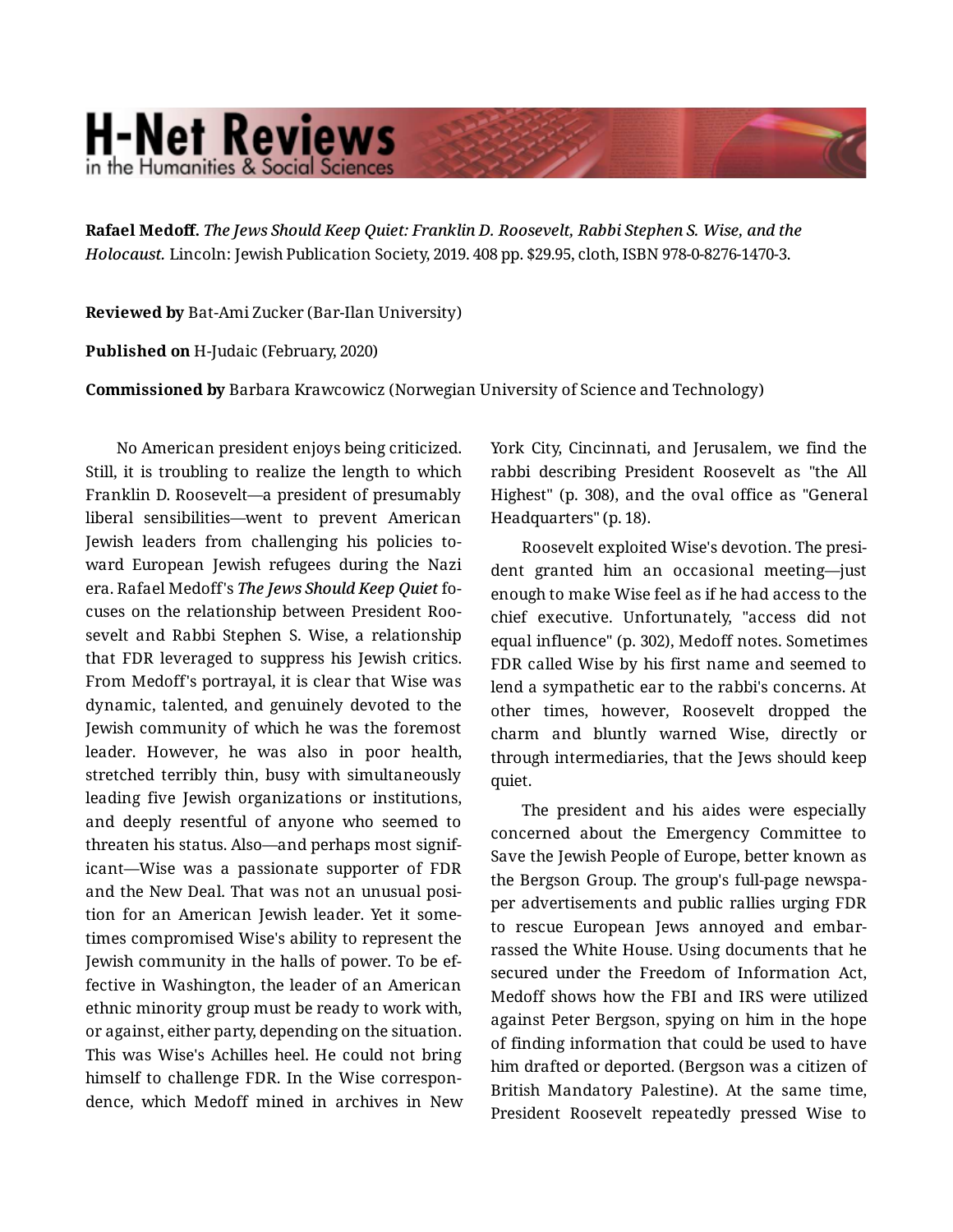**Rafael Medoff.** ***The Jews Should Keep Quiet: Franklin D. Roosevelt, Rabbi Stephen S. Wise, and the Holocaust.*** Lincoln: Jewish Publication Society, 2019. 408 pp. $29.95, cloth, ISBN 978-0-8276-1470-3.

**Reviewed by** Bat-Ami Zucker (Bar-Ilan University)

**Published on** H-Judaic (February, 2020)

**Commissioned by** Barbara Krawcowicz (Norwegian University of Science and Technology)

No American president enjoys being criticized. Still, it is troubling to realize the length to which Franklin D. Roosevelt—a president of presumably liberal sensibilities—went to prevent American Jewish leaders from challenging his policies toward European Jewish refugees during the Nazi era. Rafael Medoff's ***The Jews Should Keep Quiet*** focuses on the relationship between President Roosevelt and Rabbi Stephen S. Wise, a relationship that FDR leveraged to suppress his Jewish critics. From Medoff's portrayal, it is clear that Wise was dynamic, talented, and genuinely devoted to the Jewish community of which he was the foremost leader. However, he was also in poor health, stretched terribly thin, busy with simultaneously leading five Jewish organizations or institutions, and deeply resentful of anyone who seemed to threaten his status. Also—and perhaps most significant—Wise was a passionate supporter of FDR and the New Deal. That was not an unusual position for an American Jewish leader. Yet it sometimes compromised Wise's ability to represent the Jewish community in the halls of power. To be effective in Washington, the leader of an American ethnic minority group must be ready to work with, or against, either party, depending on the situation. This was Wise's Achilles heel. He could not bring himself to challenge FDR. In the Wise correspondence, which Medoff mined in archives in New York City, Cincinnati, and Jerusalem, we find the rabbi describing President Roosevelt as "the All Highest" (p. 308), and the oval office as "General Headquarters" (p. 18).

Roosevelt exploited Wise's devotion. The president granted him an occasional meeting—just enough to make Wise feel as if he had access to the chief executive. Unfortunately, "access did not equal influence" (p. 302), Medoff notes. Sometimes FDR called Wise by his first name and seemed to lend a sympathetic ear to the rabbi's concerns. At other times, however, Roosevelt dropped the charm and bluntly warned Wise, directly or through intermediaries, that the Jews should keep quiet.

The president and his aides were especially concerned about the Emergency Committee to Save the Jewish People of Europe, better known as the Bergson Group. The group's full-page newspaper advertisements and public rallies urging FDR to rescue European Jews annoyed and embarrassed the White House. Using documents that he secured under the Freedom of Information Act, Medoff shows how the FBI and IRS were utilized against Peter Bergson, spying on him in the hope of finding information that could be used to have him drafted or deported. (Bergson was a citizen of British Mandatory Palestine). At the same time, President Roosevelt repeatedly pressed Wise to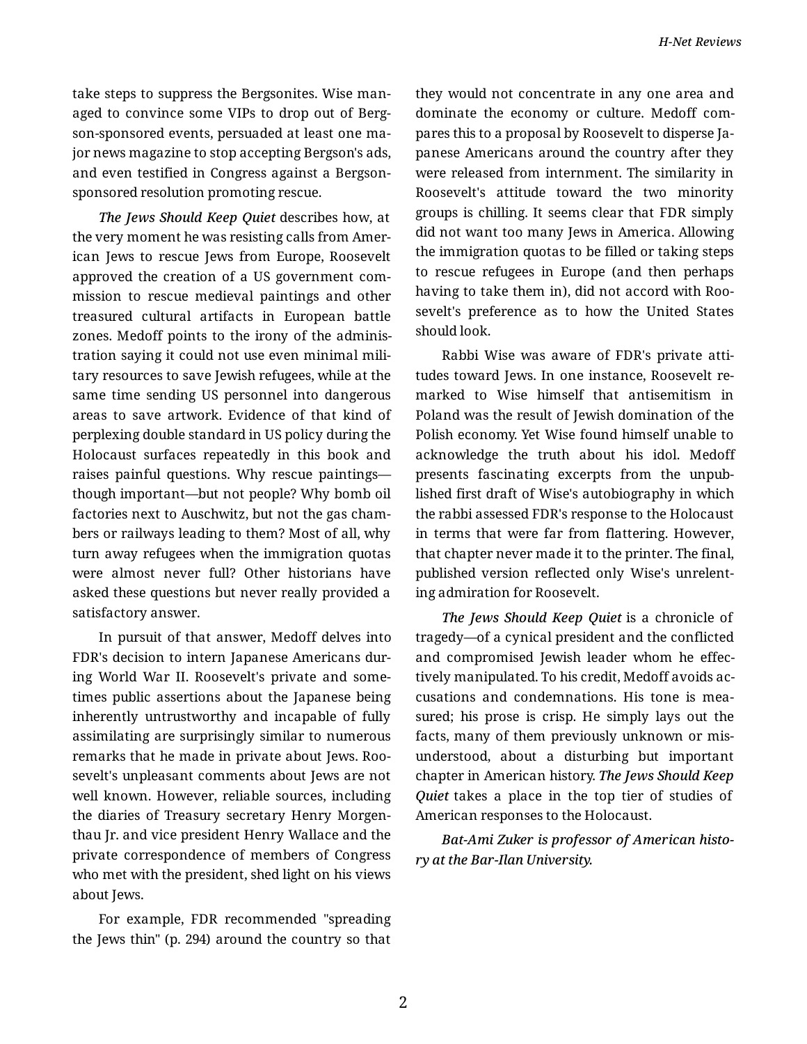take steps to suppress the Bergsonites. Wise managed to convince some VIPs to drop out of Bergson-sponsored events, persuaded at least one major news magazine to stop accepting Bergson's ads, and even testified in Congress against a Bergson-sponsored resolution promoting rescue.

*The Jews Should Keep Quiet* describes how, at the very moment he was resisting calls from American Jews to rescue Jews from Europe, Roosevelt approved the creation of a US government commission to rescue medieval paintings and other treasured cultural artifacts in European battle zones. Medoff points to the irony of the administration saying it could not use even minimal military resources to save Jewish refugees, while at the same time sending US personnel into dangerous areas to save artwork. Evidence of that kind of perplexing double standard in US policy during the Holocaust surfaces repeatedly in this book and raises painful questions. Why rescue paintings—though important—but not people? Why bomb oil factories next to Auschwitz, but not the gas chambers or railways leading to them? Most of all, why turn away refugees when the immigration quotas were almost never full? Other historians have asked these questions but never really provided a satisfactory answer.

In pursuit of that answer, Medoff delves into FDR's decision to intern Japanese Americans during World War II. Roosevelt's private and sometimes public assertions about the Japanese being inherently untrustworthy and incapable of fully assimilating are surprisingly similar to numerous remarks that he made in private about Jews. Roosevelt's unpleasant comments about Jews are not well known. However, reliable sources, including the diaries of Treasury secretary Henry Morgenthau Jr. and vice president Henry Wallace and the private correspondence of members of Congress who met with the president, shed light on his views about Jews.

For example, FDR recommended "spreading the Jews thin" (p. 294) around the country so that they would not concentrate in any one area and dominate the economy or culture. Medoff compares this to a proposal by Roosevelt to disperse Japanese Americans around the country after they were released from internment. The similarity in Roosevelt's attitude toward the two minority groups is chilling. It seems clear that FDR simply did not want too many Jews in America. Allowing the immigration quotas to be filled or taking steps to rescue refugees in Europe (and then perhaps having to take them in), did not accord with Roosevelt's preference as to how the United States should look.

Rabbi Wise was aware of FDR's private attitudes toward Jews. In one instance, Roosevelt remarked to Wise himself that antisemitism in Poland was the result of Jewish domination of the Polish economy. Yet Wise found himself unable to acknowledge the truth about his idol. Medoff presents fascinating excerpts from the unpublished first draft of Wise's autobiography in which the rabbi assessed FDR's response to the Holocaust in terms that were far from flattering. However, that chapter never made it to the printer. The final, published version reflected only Wise's unrelenting admiration for Roosevelt.

*The Jews Should Keep Quiet* is a chronicle of tragedy—of a cynical president and the conflicted and compromised Jewish leader whom he effectively manipulated. To his credit, Medoff avoids accusations and condemnations. His tone is measured; his prose is crisp. He simply lays out the facts, many of them previously unknown or misunderstood, about a disturbing but important chapter in American history. *The Jews Should Keep Quiet* takes a place in the top tier of studies of American responses to the Holocaust.

*Bat-Ami Zuker is professor of American history at the Bar-Ilan University.*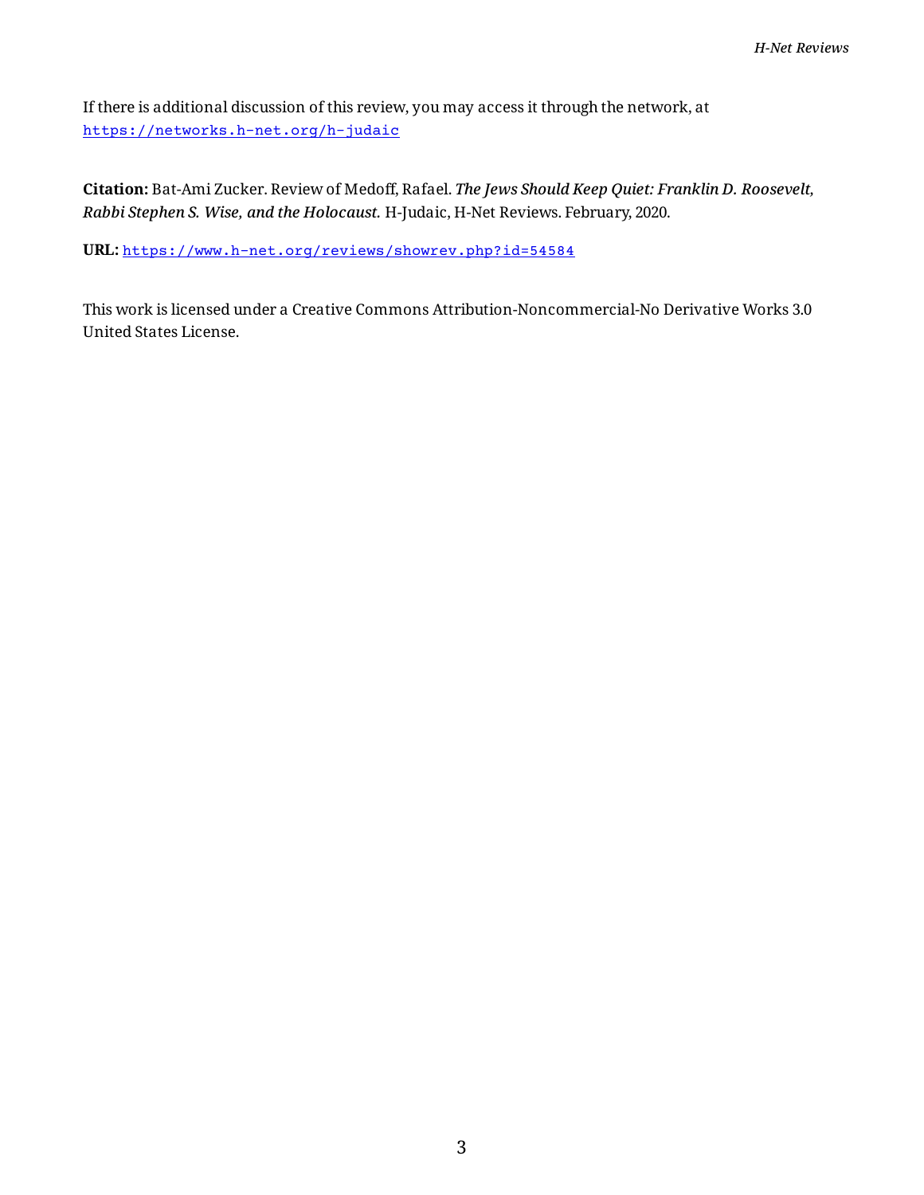If there is additional discussion of this review, you may access it through the network, at https://networks.h-net.org/h-judaic

**Citation:** Bat-Ami Zucker. Review of Medoff, Rafael. ***The Jews Should Keep Quiet: Franklin D. Roosevelt, Rabbi Stephen S. Wise, and the Holocaust.*** H-Judaic, H-Net Reviews. February, 2020.

**URL:** https://www.h-net.org/reviews/showrev.php?id=54584

This work is licensed under a Creative Commons Attribution-Noncommercial-No Derivative Works 3.0 United States License.